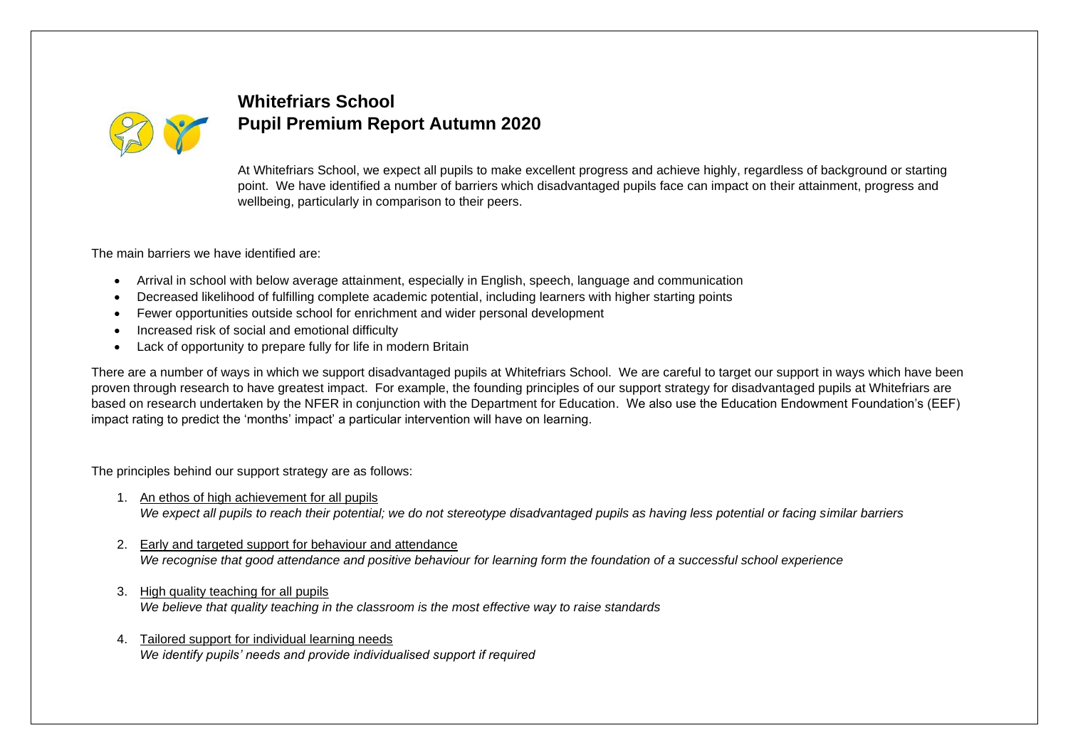# Whitefriars School
## Pupil Premium Report Autumn 2020

At Whitefriars School, we expect all pupils to make excellent progress and achieve highly, regardless of background or starting point. We have identified a number of barriers which disadvantaged pupils face can impact on their attainment, progress and wellbeing, particularly in comparison to their peers.

The main barriers we have identified are:

- Arrival in school with below average attainment, especially in English, speech, language and communication
- Decreased likelihood of fulfilling complete academic potential, including learners with higher starting points
- Fewer opportunities outside school for enrichment and wider personal development
- Increased risk of social and emotional difficulty
- Lack of opportunity to prepare fully for life in modern Britain

There are a number of ways in which we support disadvantaged pupils at Whitefriars School. We are careful to target our support in ways which have been proven through research to have greatest impact. For example, the founding principles of our support strategy for disadvantaged pupils at Whitefriars are based on research undertaken by the NFER in conjunction with the Department for Education. We also use the Education Endowment Foundation's (EEF) impact rating to predict the 'months' impact' a particular intervention will have on learning.

The principles behind our support strategy are as follows:

1. An ethos of high achievement for all pupils
   *We expect all pupils to reach their potential; we do not stereotype disadvantaged pupils as having less potential or facing similar barriers*

2. Early and targeted support for behaviour and attendance
   *We recognise that good attendance and positive behaviour for learning form the foundation of a successful school experience*

3. High quality teaching for all pupils
   *We believe that quality teaching in the classroom is the most effective way to raise standards*

4. Tailored support for individual learning needs
   *We identify pupils' needs and provide individualised support if required*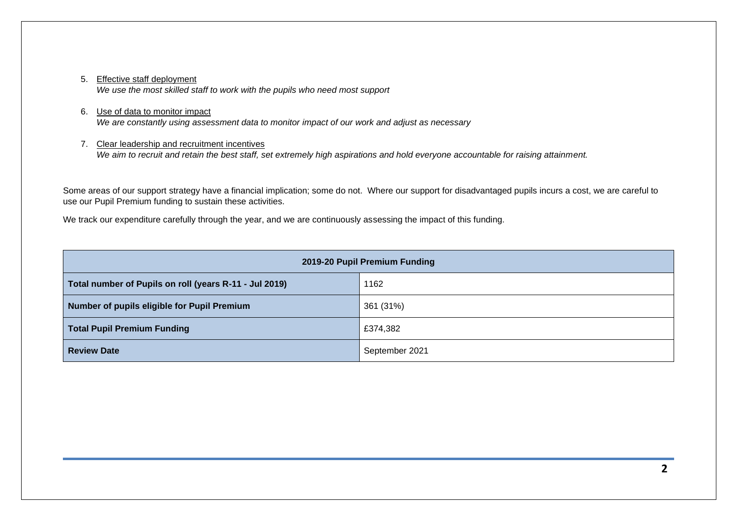5. <u>Effective staff deployment</u>
   *We use the most skilled staff to work with the pupils who need most support*

6. <u>Use of data to monitor impact</u>
   *We are constantly using assessment data to monitor impact of our work and adjust as necessary*

7. <u>Clear leadership and recruitment incentives</u>
   *We aim to recruit and retain the best staff, set extremely high aspirations and hold everyone accountable for raising attainment.*

Some areas of our support strategy have a financial implication; some do not. Where our support for disadvantaged pupils incurs a cost, we are careful to use our Pupil Premium funding to sustain these activities.

We track our expenditure carefully through the year, and we are continuously assessing the impact of this funding.

| **2019-20 Pupil Premium Funding** | |
|---|---|
| **Total number of Pupils on roll (years R-11 - Jul 2019)** | 1162 |
| **Number of pupils eligible for Pupil Premium** | 361 (31%) |
| **Total Pupil Premium Funding** | £374,382 |
| **Review Date** | September 2021 |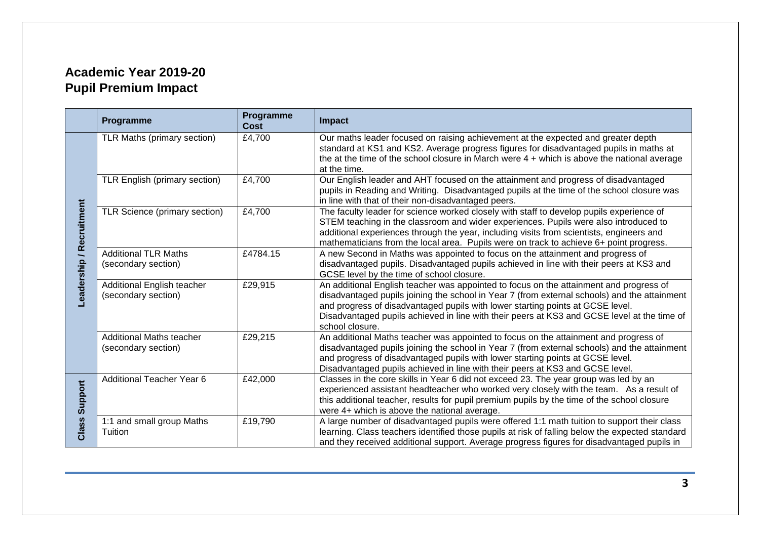## Academic Year 2019-20
## Pupil Premium Impact

| | Programme | Programme Cost | Impact |
|---|---|---|---|
| Leadership / Recruitment | TLR Maths (primary section) | £4,700 | Our maths leader focused on raising achievement at the expected and greater depth standard at KS1 and KS2. Average progress figures for disadvantaged pupils in maths at the at the time of the school closure in March were 4 + which is above the national average at the time. |
| | TLR English (primary section) | £4,700 | Our English leader and AHT focused on the attainment and progress of disadvantaged pupils in Reading and Writing. Disadvantaged pupils at the time of the school closure was in line with that of their non-disadvantaged peers. |
| | TLR Science (primary section) | £4,700 | The faculty leader for science worked closely with staff to develop pupils experience of STEM teaching in the classroom and wider experiences. Pupils were also introduced to additional experiences through the year, including visits from scientists, engineers and mathematicians from the local area. Pupils were on track to achieve 6+ point progress. |
| | Additional TLR Maths (secondary section) | £4784.15 | A new Second in Maths was appointed to focus on the attainment and progress of disadvantaged pupils. Disadvantaged pupils achieved in line with their peers at KS3 and GCSE level by the time of school closure. |
| | Additional English teacher (secondary section) | £29,915 | An additional English teacher was appointed to focus on the attainment and progress of disadvantaged pupils joining the school in Year 7 (from external schools) and the attainment and progress of disadvantaged pupils with lower starting points at GCSE level. Disadvantaged pupils achieved in line with their peers at KS3 and GCSE level at the time of school closure. |
| | Additional Maths teacher (secondary section) | £29,215 | An additional Maths teacher was appointed to focus on the attainment and progress of disadvantaged pupils joining the school in Year 7 (from external schools) and the attainment and progress of disadvantaged pupils with lower starting points at GCSE level. Disadvantaged pupils achieved in line with their peers at KS3 and GCSE level. |
| Class Support | Additional Teacher Year 6 | £42,000 | Classes in the core skills in Year 6 did not exceed 23. The year group was led by an experienced assistant headteacher who worked very closely with the team. As a result of this additional teacher, results for pupil premium pupils by the time of the school closure were 4+ which is above the national average. |
| | 1:1 and small group Maths Tuition | £19,790 | A large number of disadvantaged pupils were offered 1:1 math tuition to support their class learning. Class teachers identified those pupils at risk of falling below the expected standard and they received additional support. Average progress figures for disadvantaged pupils in |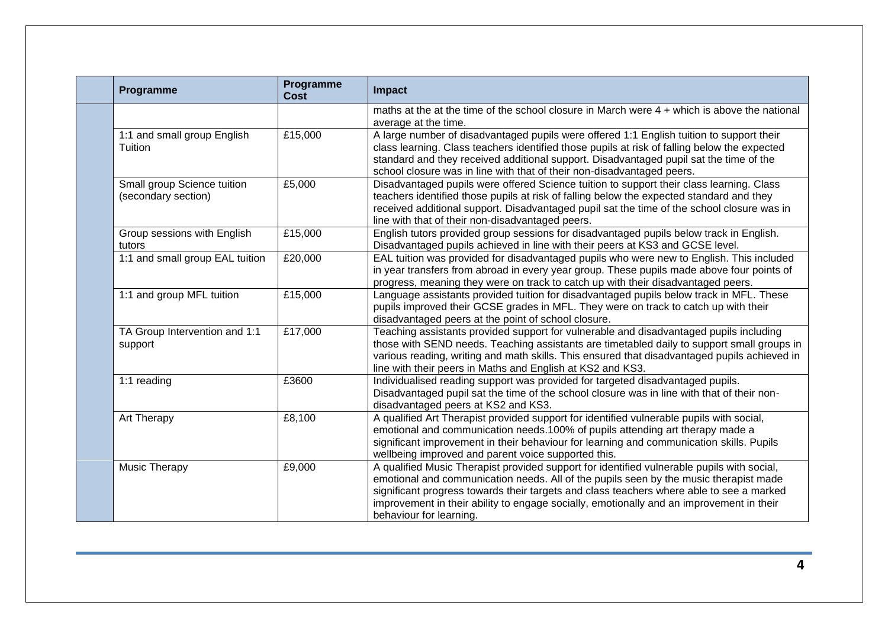| | Programme | Programme Cost | Impact |
|---|---|---|---|
| | | | maths at the at the time of the school closure in March were 4 + which is above the national average at the time. |
| | 1:1 and small group English Tuition | £15,000 | A large number of disadvantaged pupils were offered 1:1 English tuition to support their class learning. Class teachers identified those pupils at risk of falling below the expected standard and they received additional support. Disadvantaged pupil sat the time of the school closure was in line with that of their non-disadvantaged peers. |
| | Small group Science tuition (secondary section) | £5,000 | Disadvantaged pupils were offered Science tuition to support their class learning. Class teachers identified those pupils at risk of falling below the expected standard and they received additional support. Disadvantaged pupil sat the time of the school closure was in line with that of their non-disadvantaged peers. |
| | Group sessions with English tutors | £15,000 | English tutors provided group sessions for disadvantaged pupils below track in English. Disadvantaged pupils achieved in line with their peers at KS3 and GCSE level. |
| | 1:1 and small group EAL tuition | £20,000 | EAL tuition was provided for disadvantaged pupils who were new to English. This included in year transfers from abroad in every year group. These pupils made above four points of progress, meaning they were on track to catch up with their disadvantaged peers. |
| | 1:1 and group MFL tuition | £15,000 | Language assistants provided tuition for disadvantaged pupils below track in MFL. These pupils improved their GCSE grades in MFL. They were on track to catch up with their disadvantaged peers at the point of school closure. |
| | TA Group Intervention and 1:1 support | £17,000 | Teaching assistants provided support for vulnerable and disadvantaged pupils including those with SEND needs. Teaching assistants are timetabled daily to support small groups in various reading, writing and math skills. This ensured that disadvantaged pupils achieved in line with their peers in Maths and English at KS2 and KS3. |
| | 1:1 reading | £3600 | Individualised reading support was provided for targeted disadvantaged pupils. Disadvantaged pupil sat the time of the school closure was in line with that of their non-disadvantaged peers at KS2 and KS3. |
| | Art Therapy | £8,100 | A qualified Art Therapist provided support for identified vulnerable pupils with social, emotional and communication needs.100% of pupils attending art therapy made a significant improvement in their behaviour for learning and communication skills. Pupils wellbeing improved and parent voice supported this. |
| | Music Therapy | £9,000 | A qualified Music Therapist provided support for identified vulnerable pupils with social, emotional and communication needs. All of the pupils seen by the music therapist made significant progress towards their targets and class teachers where able to see a marked improvement in their ability to engage socially, emotionally and an improvement in their behaviour for learning. |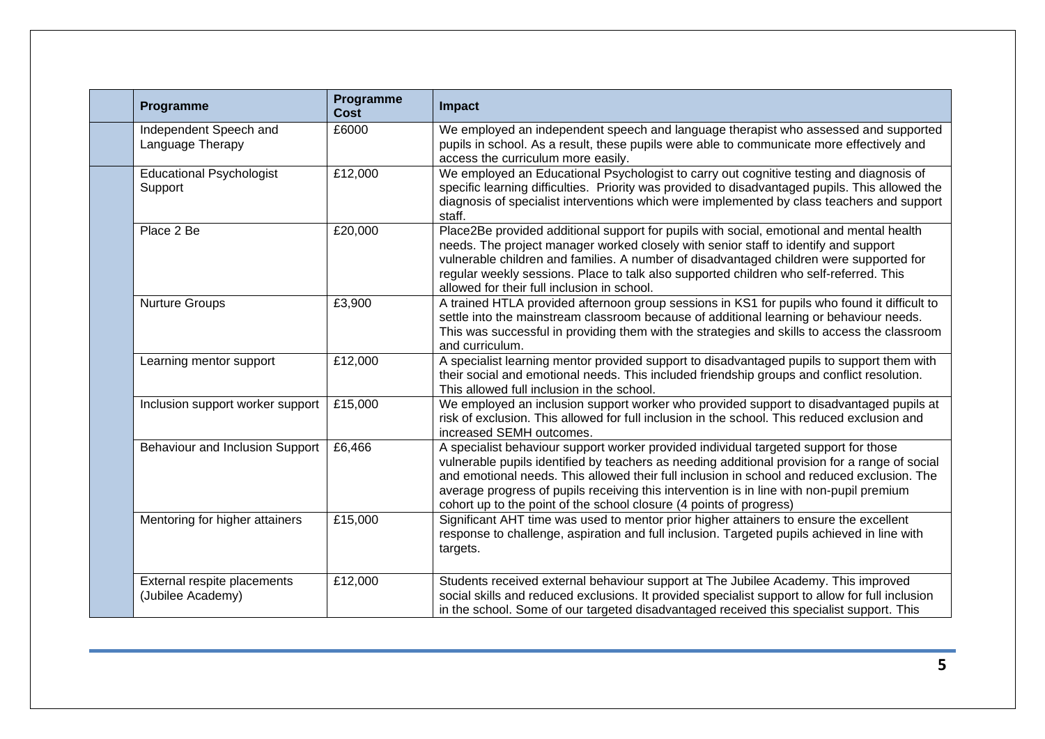| | Programme | Programme Cost | Impact |
|---|---|---|---|
| | Independent Speech and Language Therapy | £6000 | We employed an independent speech and language therapist who assessed and supported pupils in school. As a result, these pupils were able to communicate more effectively and access the curriculum more easily. |
| | Educational Psychologist Support | £12,000 | We employed an Educational Psychologist to carry out cognitive testing and diagnosis of specific learning difficulties. Priority was provided to disadvantaged pupils. This allowed the diagnosis of specialist interventions which were implemented by class teachers and support staff. |
| | Place 2 Be | £20,000 | Place2Be provided additional support for pupils with social, emotional and mental health needs. The project manager worked closely with senior staff to identify and support vulnerable children and families. A number of disadvantaged children were supported for regular weekly sessions. Place to talk also supported children who self-referred. This allowed for their full inclusion in school. |
| | Nurture Groups | £3,900 | A trained HTLA provided afternoon group sessions in KS1 for pupils who found it difficult to settle into the mainstream classroom because of additional learning or behaviour needs. This was successful in providing them with the strategies and skills to access the classroom and curriculum. |
| | Learning mentor support | £12,000 | A specialist learning mentor provided support to disadvantaged pupils to support them with their social and emotional needs. This included friendship groups and conflict resolution. This allowed full inclusion in the school. |
| | Inclusion support worker support | £15,000 | We employed an inclusion support worker who provided support to disadvantaged pupils at risk of exclusion. This allowed for full inclusion in the school. This reduced exclusion and increased SEMH outcomes. |
| | Behaviour and Inclusion Support | £6,466 | A specialist behaviour support worker provided individual targeted support for those vulnerable pupils identified by teachers as needing additional provision for a range of social and emotional needs. This allowed their full inclusion in school and reduced exclusion. The average progress of pupils receiving this intervention is in line with non-pupil premium cohort up to the point of the school closure (4 points of progress) |
| | Mentoring for higher attainers | £15,000 | Significant AHT time was used to mentor prior higher attainers to ensure the excellent response to challenge, aspiration and full inclusion. Targeted pupils achieved in line with targets. |
| | External respite placements (Jubilee Academy) | £12,000 | Students received external behaviour support at The Jubilee Academy. This improved social skills and reduced exclusions. It provided specialist support to allow for full inclusion in the school. Some of our targeted disadvantaged received this specialist support. This |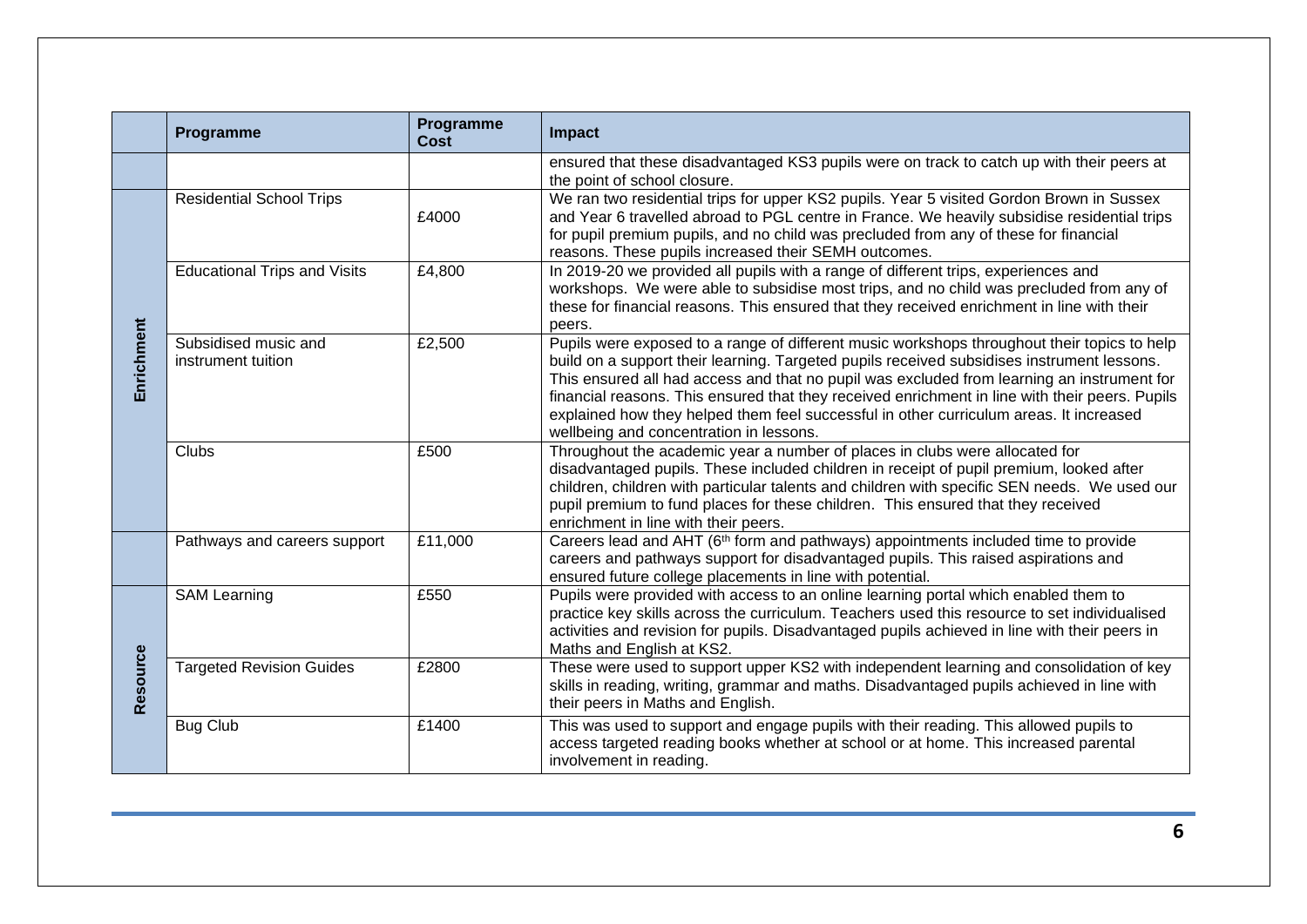| | Programme | Programme Cost | Impact |
|---|---|---|---|
| | | | ensured that these disadvantaged KS3 pupils were on track to catch up with their peers at the point of school closure. |
| Enrichment | Residential School Trips | £4000 | We ran two residential trips for upper KS2 pupils. Year 5 visited Gordon Brown in Sussex and Year 6 travelled abroad to PGL centre in France. We heavily subsidise residential trips for pupil premium pupils, and no child was precluded from any of these for financial reasons. These pupils increased their SEMH outcomes. |
| | Educational Trips and Visits | £4,800 | In 2019-20 we provided all pupils with a range of different trips, experiences and workshops. We were able to subsidise most trips, and no child was precluded from any of these for financial reasons. This ensured that they received enrichment in line with their peers. |
| | Subsidised music and instrument tuition | £2,500 | Pupils were exposed to a range of different music workshops throughout their topics to help build on a support their learning. Targeted pupils received subsidises instrument lessons. This ensured all had access and that no pupil was excluded from learning an instrument for financial reasons. This ensured that they received enrichment in line with their peers. Pupils explained how they helped them feel successful in other curriculum areas. It increased wellbeing and concentration in lessons. |
| | Clubs | £500 | Throughout the academic year a number of places in clubs were allocated for disadvantaged pupils. These included children in receipt of pupil premium, looked after children, children with particular talents and children with specific SEN needs. We used our pupil premium to fund places for these children. This ensured that they received enrichment in line with their peers. |
| | Pathways and careers support | £11,000 | Careers lead and AHT (6th form and pathways) appointments included time to provide careers and pathways support for disadvantaged pupils. This raised aspirations and ensured future college placements in line with potential. |
| Resource | SAM Learning | £550 | Pupils were provided with access to an online learning portal which enabled them to practice key skills across the curriculum. Teachers used this resource to set individualised activities and revision for pupils. Disadvantaged pupils achieved in line with their peers in Maths and English at KS2. |
| | Targeted Revision Guides | £2800 | These were used to support upper KS2 with independent learning and consolidation of key skills in reading, writing, grammar and maths. Disadvantaged pupils achieved in line with their peers in Maths and English. |
| | Bug Club | £1400 | This was used to support and engage pupils with their reading. This allowed pupils to access targeted reading books whether at school or at home. This increased parental involvement in reading. |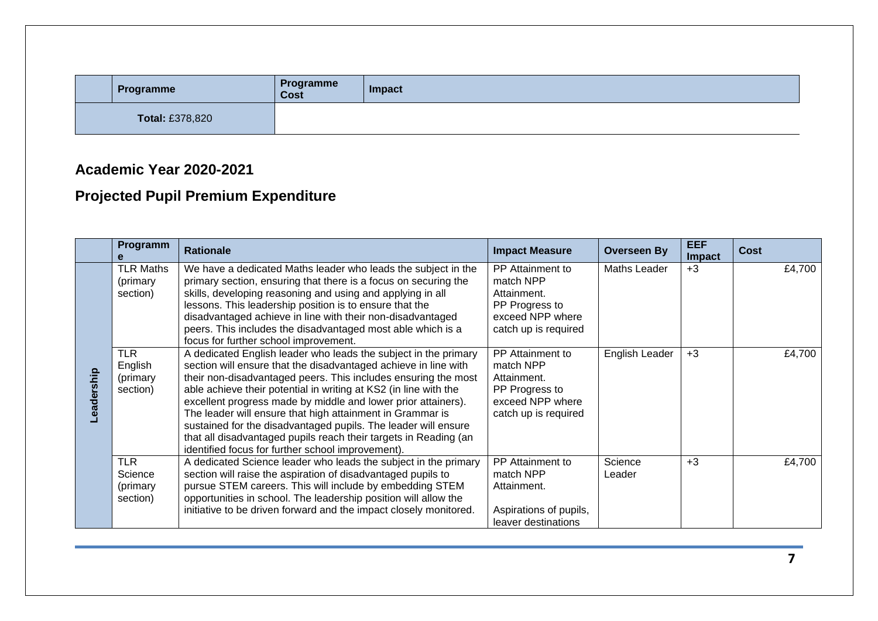| | Programme | Programme Cost | Impact |
|---|---|---|---|
| **Total:** £378,820 | | | |

## Academic Year 2020-2021

## Projected Pupil Premium Expenditure

| | Programme | Rationale | Impact Measure | Overseen By | EEF Impact | Cost |
|---|---|---|---|---|---|---|
| Leadership | TLR Maths (primary section) | We have a dedicated Maths leader who leads the subject in the primary section, ensuring that there is a focus on securing the skills, developing reasoning and using and applying in all lessons. This leadership position is to ensure that the disadvantaged achieve in line with their non-disadvantaged peers. This includes the disadvantaged most able which is a focus for further school improvement. | PP Attainment to match NPP Attainment. PP Progress to exceed NPP where catch up is required | Maths Leader | +3 | £4,700 |
| | TLR English (primary section) | A dedicated English leader who leads the subject in the primary section will ensure that the disadvantaged achieve in line with their non-disadvantaged peers. This includes ensuring the most able achieve their potential in writing at KS2 (in line with the excellent progress made by middle and lower prior attainers). The leader will ensure that high attainment in Grammar is sustained for the disadvantaged pupils. The leader will ensure that all disadvantaged pupils reach their targets in Reading (an identified focus for further school improvement). | PP Attainment to match NPP Attainment. PP Progress to exceed NPP where catch up is required | English Leader | +3 | £4,700 |
| | TLR Science (primary section) | A dedicated Science leader who leads the subject in the primary section will raise the aspiration of disadvantaged pupils to pursue STEM careers. This will include by embedding STEM opportunities in school. The leadership position will allow the initiative to be driven forward and the impact closely monitored. | PP Attainment to match NPP Attainment.<br><br>Aspirations of pupils, leaver destinations | Science Leader | +3 | £4,700 |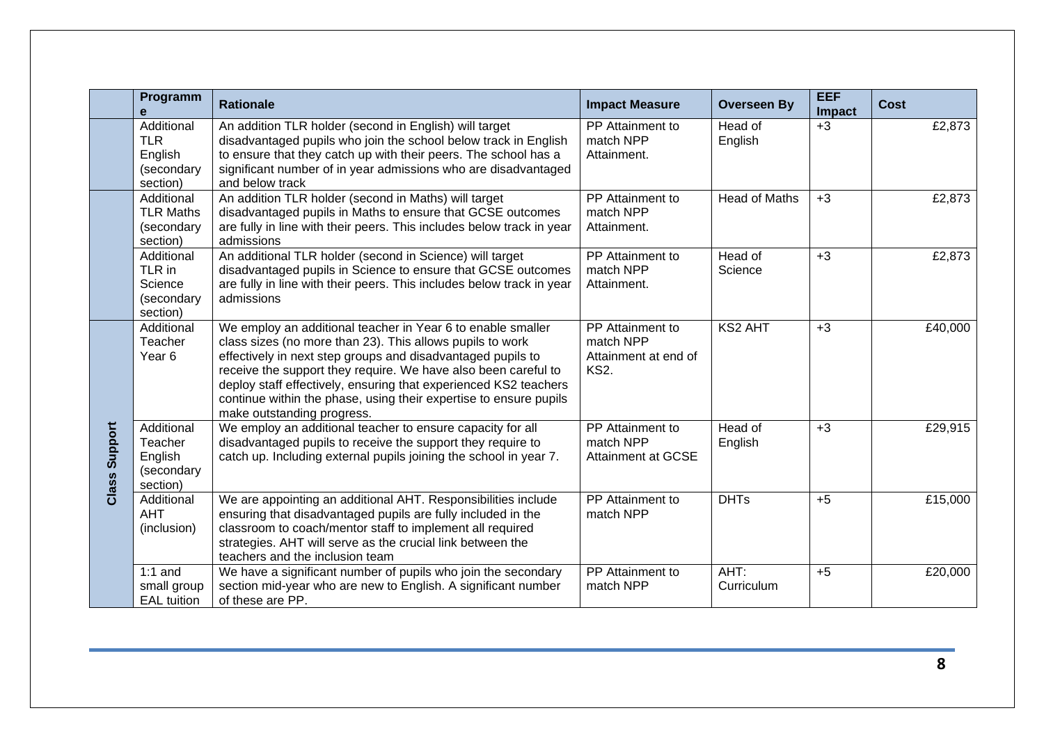| | Programme | Rationale | Impact Measure | Overseen By | EEF Impact | Cost |
|---|---|---|---|---|---|---|
| | Additional TLR English (secondary section) | An addition TLR holder (second in English) will target disadvantaged pupils who join the school below track in English to ensure that they catch up with their peers. The school has a significant number of in year admissions who are disadvantaged and below track | PP Attainment to match NPP Attainment. | Head of English | +3 | £2,873 |
| | Additional TLR Maths (secondary section) | An addition TLR holder (second in Maths) will target disadvantaged pupils in Maths to ensure that GCSE outcomes are fully in line with their peers. This includes below track in year admissions | PP Attainment to match NPP Attainment. | Head of Maths | +3 | £2,873 |
| | Additional TLR in Science (secondary section) | An additional TLR holder (second in Science) will target disadvantaged pupils in Science to ensure that GCSE outcomes are fully in line with their peers. This includes below track in year admissions | PP Attainment to match NPP Attainment. | Head of Science | +3 | £2,873 |
| Class Support | Additional Teacher Year 6 | We employ an additional teacher in Year 6 to enable smaller class sizes (no more than 23). This allows pupils to work effectively in next step groups and disadvantaged pupils to receive the support they require. We have also been careful to deploy staff effectively, ensuring that experienced KS2 teachers continue within the phase, using their expertise to ensure pupils make outstanding progress. | PP Attainment to match NPP Attainment at end of KS2. | KS2 AHT | +3 | £40,000 |
| Class Support | Additional Teacher English (secondary section) | We employ an additional teacher to ensure capacity for all disadvantaged pupils to receive the support they require to catch up. Including external pupils joining the school in year 7. | PP Attainment to match NPP Attainment at GCSE | Head of English | +3 | £29,915 |
| Class Support | Additional AHT (inclusion) | We are appointing an additional AHT. Responsibilities include ensuring that disadvantaged pupils are fully included in the classroom to coach/mentor staff to implement all required strategies. AHT will serve as the crucial link between the teachers and the inclusion team | PP Attainment to match NPP | DHTs | +5 | £15,000 |
| Class Support | 1:1 and small group EAL tuition | We have a significant number of pupils who join the secondary section mid-year who are new to English. A significant number of these are PP. | PP Attainment to match NPP | AHT: Curriculum | +5 | £20,000 |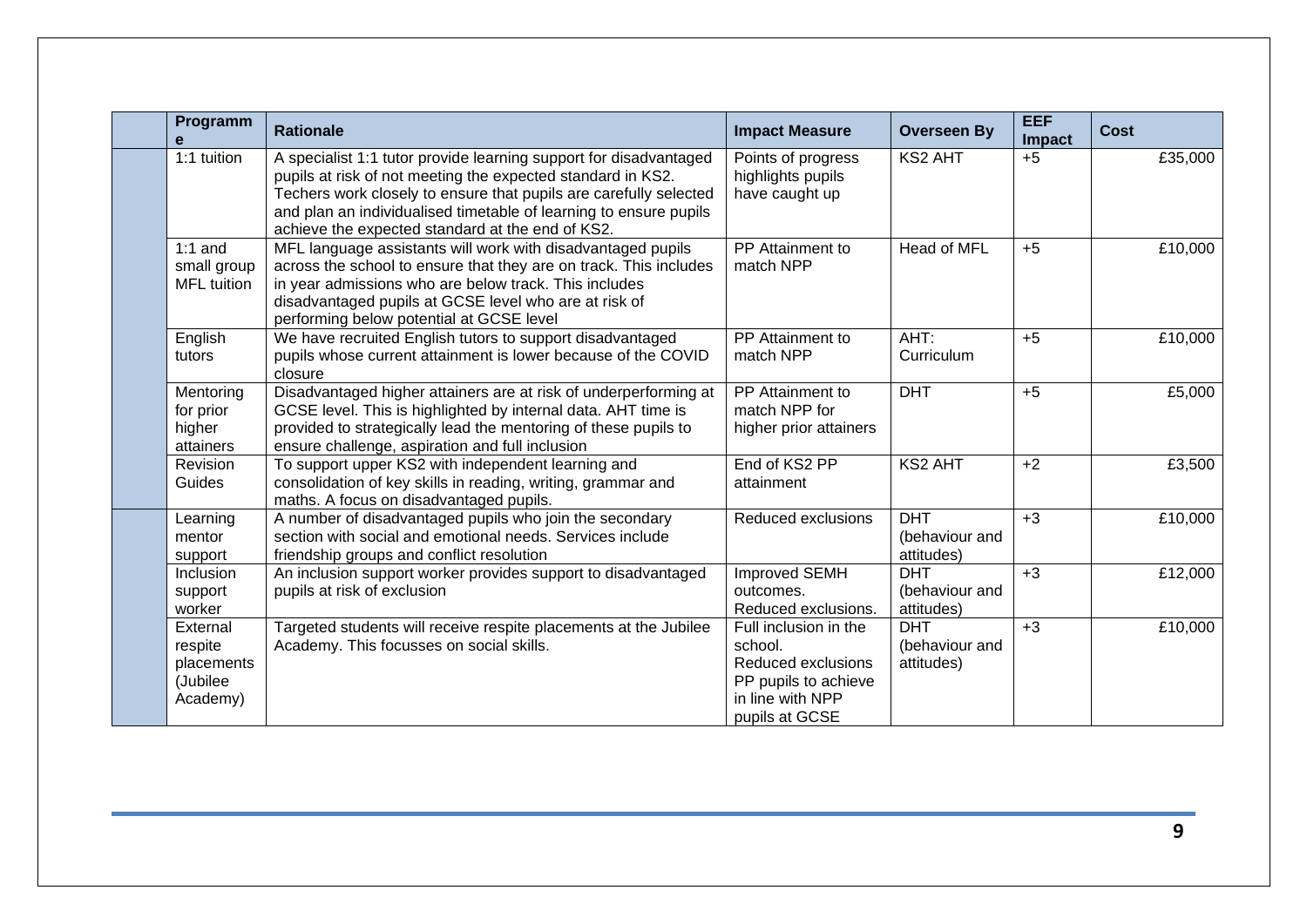| | Programme | Rationale | Impact Measure | Overseen By | EEF Impact | Cost |
|---|---|---|---|---|---|---|
| | 1:1 tuition | A specialist 1:1 tutor provide learning support for disadvantaged pupils at risk of not meeting the expected standard in KS2. Techers work closely to ensure that pupils are carefully selected and plan an individualised timetable of learning to ensure pupils achieve the expected standard at the end of KS2. | Points of progress highlights pupils have caught up | KS2 AHT | +5 | £35,000 |
| | 1:1 and small group MFL tuition | MFL language assistants will work with disadvantaged pupils across the school to ensure that they are on track. This includes in year admissions who are below track. This includes disadvantaged pupils at GCSE level who are at risk of performing below potential at GCSE level | PP Attainment to match NPP | Head of MFL | +5 | £10,000 |
| | English tutors | We have recruited English tutors to support disadvantaged pupils whose current attainment is lower because of the COVID closure | PP Attainment to match NPP | AHT: Curriculum | +5 | £10,000 |
| | Mentoring for prior higher attainers | Disadvantaged higher attainers are at risk of underperforming at GCSE level. This is highlighted by internal data. AHT time is provided to strategically lead the mentoring of these pupils to ensure challenge, aspiration and full inclusion | PP Attainment to match NPP for higher prior attainers | DHT | +5 | £5,000 |
| | Revision Guides | To support upper KS2 with independent learning and consolidation of key skills in reading, writing, grammar and maths. A focus on disadvantaged pupils. | End of KS2 PP attainment | KS2 AHT | +2 | £3,500 |
| | Learning mentor support | A number of disadvantaged pupils who join the secondary section with social and emotional needs. Services include friendship groups and conflict resolution | Reduced exclusions | DHT (behaviour and attitudes) | +3 | £10,000 |
| | Inclusion support worker | An inclusion support worker provides support to disadvantaged pupils at risk of exclusion | Improved SEMH outcomes. Reduced exclusions. | DHT (behaviour and attitudes) | +3 | £12,000 |
| | External respite placements (Jubilee Academy) | Targeted students will receive respite placements at the Jubilee Academy. This focusses on social skills. | Full inclusion in the school. Reduced exclusions PP pupils to achieve in line with NPP pupils at GCSE | DHT (behaviour and attitudes) | +3 | £10,000 |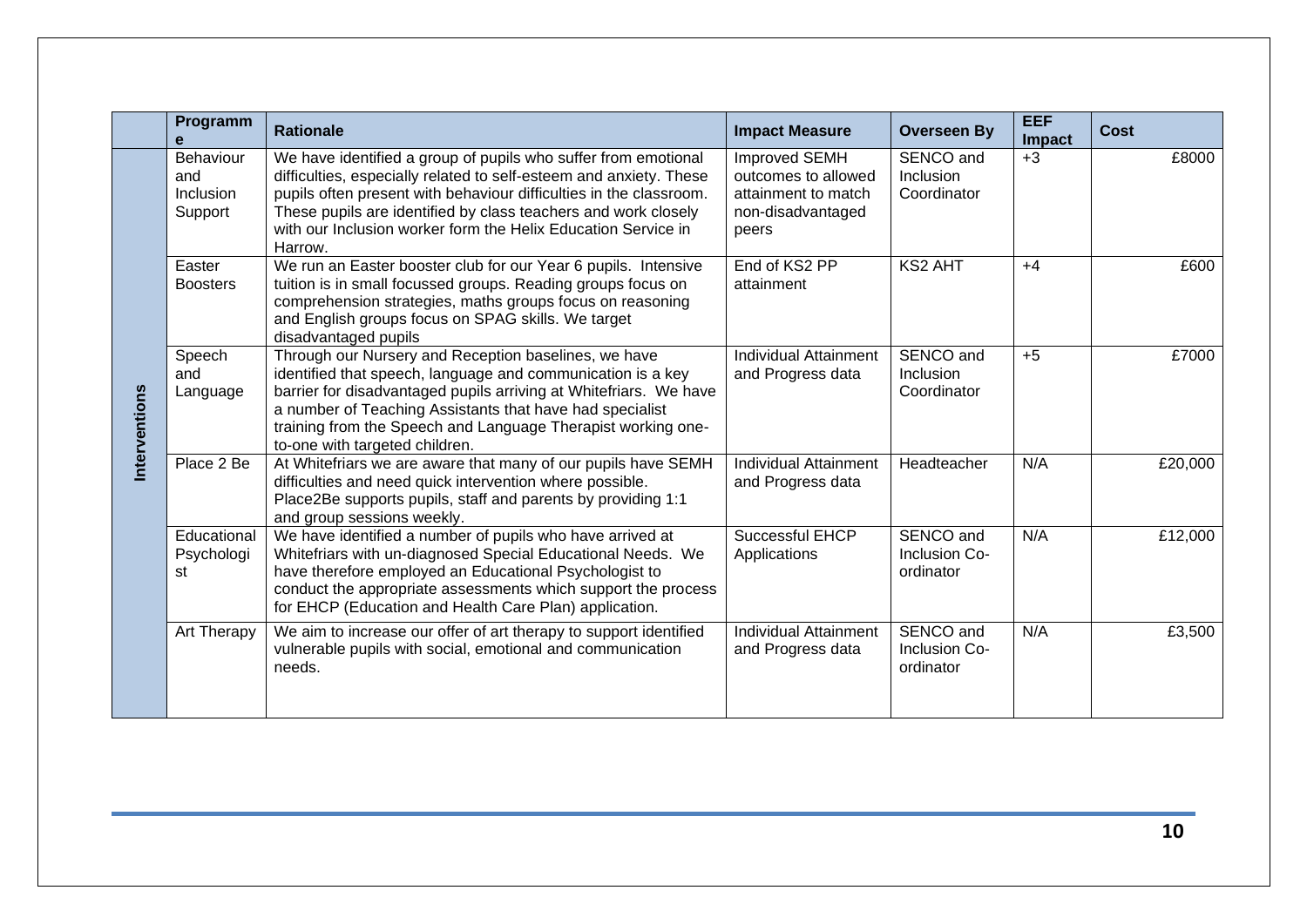|  | Programme | Rationale | Impact Measure | Overseen By | EEF Impact | Cost |
|---|---|---|---|---|---|---|
| Interventions | Behaviour and Inclusion Support | We have identified a group of pupils who suffer from emotional difficulties, especially related to self-esteem and anxiety. These pupils often present with behaviour difficulties in the classroom. These pupils are identified by class teachers and work closely with our Inclusion worker form the Helix Education Service in Harrow. | Improved SEMH outcomes to allowed attainment to match non-disadvantaged peers | SENCO and Inclusion Coordinator | +3 | £8000 |
|  | Easter Boosters | We run an Easter booster club for our Year 6 pupils. Intensive tuition is in small focussed groups. Reading groups focus on comprehension strategies, maths groups focus on reasoning and English groups focus on SPAG skills. We target disadvantaged pupils | End of KS2 PP attainment | KS2 AHT | +4 | £600 |
|  | Speech and Language | Through our Nursery and Reception baselines, we have identified that speech, language and communication is a key barrier for disadvantaged pupils arriving at Whitefriars. We have a number of Teaching Assistants that have had specialist training from the Speech and Language Therapist working one-to-one with targeted children. | Individual Attainment and Progress data | SENCO and Inclusion Coordinator | +5 | £7000 |
|  | Place 2 Be | At Whitefriars we are aware that many of our pupils have SEMH difficulties and need quick intervention where possible. Place2Be supports pupils, staff and parents by providing 1:1 and group sessions weekly. | Individual Attainment and Progress data | Headteacher | N/A | £20,000 |
|  | Educational Psychologist | We have identified a number of pupils who have arrived at Whitefriars with un-diagnosed Special Educational Needs. We have therefore employed an Educational Psychologist to conduct the appropriate assessments which support the process for EHCP (Education and Health Care Plan) application. | Successful EHCP Applications | SENCO and Inclusion Co-ordinator | N/A | £12,000 |
|  | Art Therapy | We aim to increase our offer of art therapy to support identified vulnerable pupils with social, emotional and communication needs. | Individual Attainment and Progress data | SENCO and Inclusion Co-ordinator | N/A | £3,500 |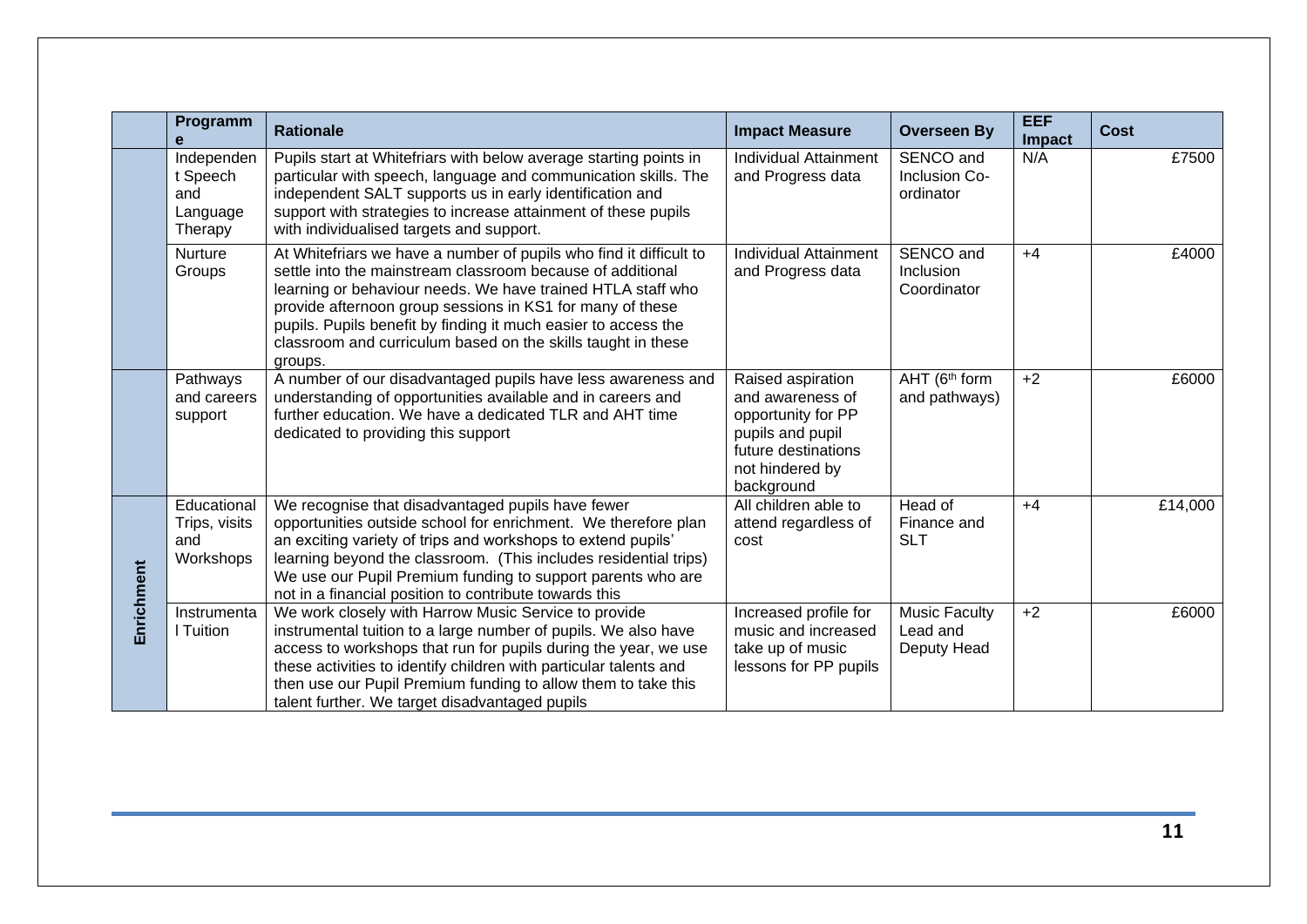| | Programme | Rationale | Impact Measure | Overseen By | EEF Impact | Cost |
|---|---|---|---|---|---|---|
| | Independent Speech and Language Therapy | Pupils start at Whitefriars with below average starting points in particular with speech, language and communication skills. The independent SALT supports us in early identification and support with strategies to increase attainment of these pupils with individualised targets and support. | Individual Attainment and Progress data | SENCO and Inclusion Co-ordinator | N/A | £7500 |
| | Nurture Groups | At Whitefriars we have a number of pupils who find it difficult to settle into the mainstream classroom because of additional learning or behaviour needs. We have trained HTLA staff who provide afternoon group sessions in KS1 for many of these pupils. Pupils benefit by finding it much easier to access the classroom and curriculum based on the skills taught in these groups. | Individual Attainment and Progress data | SENCO and Inclusion Coordinator | +4 | £4000 |
| | Pathways and careers support | A number of our disadvantaged pupils have less awareness and understanding of opportunities available and in careers and further education. We have a dedicated TLR and AHT time dedicated to providing this support | Raised aspiration and awareness of opportunity for PP pupils and pupil future destinations not hindered by background | AHT (6th form and pathways) | +2 | £6000 |
| Enrichment | Educational Trips, visits and Workshops | We recognise that disadvantaged pupils have fewer opportunities outside school for enrichment. We therefore plan an exciting variety of trips and workshops to extend pupils' learning beyond the classroom. (This includes residential trips) We use our Pupil Premium funding to support parents who are not in a financial position to contribute towards this | All children able to attend regardless of cost | Head of Finance and SLT | +4 | £14,000 |
| Enrichment | Instrumental Tuition | We work closely with Harrow Music Service to provide instrumental tuition to a large number of pupils. We also have access to workshops that run for pupils during the year, we use these activities to identify children with particular talents and then use our Pupil Premium funding to allow them to take this talent further. We target disadvantaged pupils | Increased profile for music and increased take up of music lessons for PP pupils | Music Faculty Lead and Deputy Head | +2 | £6000 |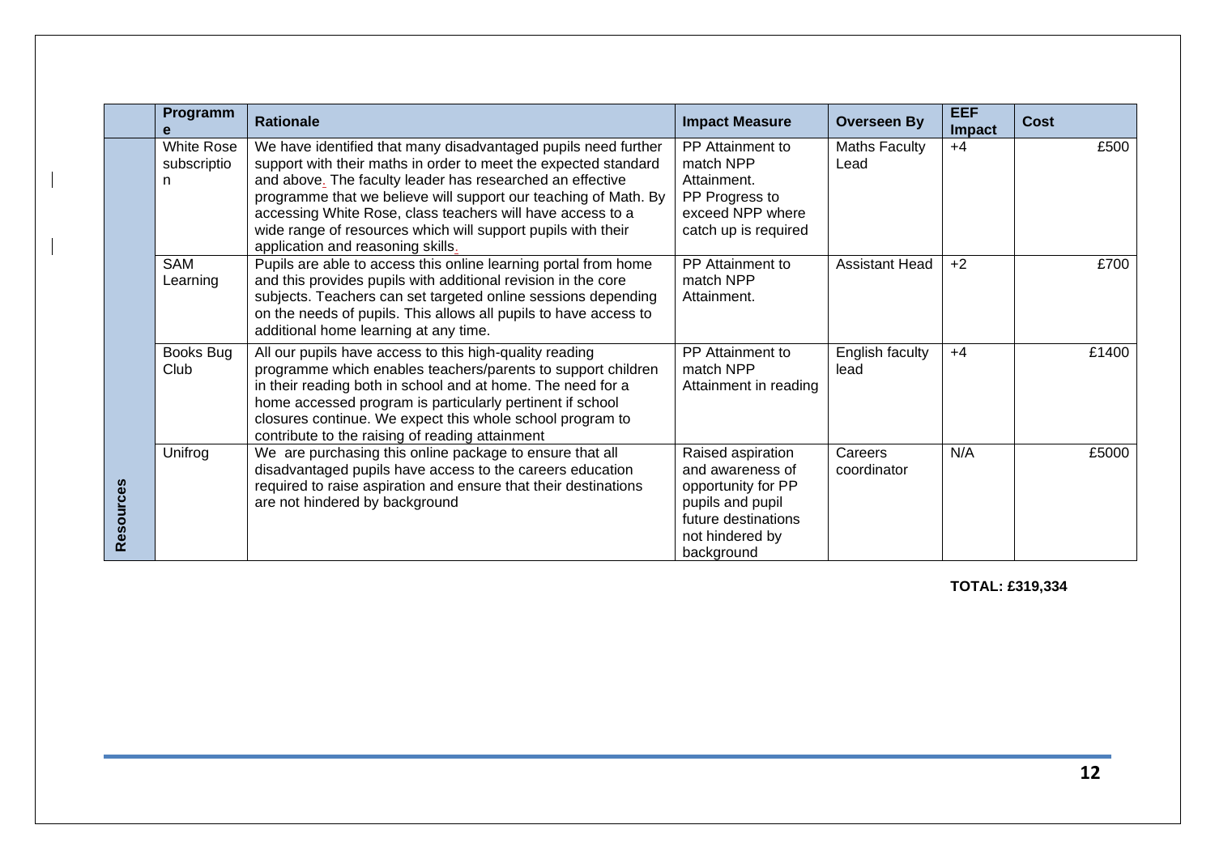| | Programme | Rationale | Impact Measure | Overseen By | EEF Impact | Cost |
|---|---|---|---|---|---|---|
| Resources | White Rose subscription | We have identified that many disadvantaged pupils need further support with their maths in order to meet the expected standard and above. The faculty leader has researched an effective programme that we believe will support our teaching of Math. By accessing White Rose, class teachers will have access to a wide range of resources which will support pupils with their application and reasoning skills. | PP Attainment to match NPP Attainment. PP Progress to exceed NPP where catch up is required | Maths Faculty Lead | +4 | £500 |
| | SAM Learning | Pupils are able to access this online learning portal from home and this provides pupils with additional revision in the core subjects. Teachers can set targeted online sessions depending on the needs of pupils. This allows all pupils to have access to additional home learning at any time. | PP Attainment to match NPP Attainment. | Assistant Head | +2 | £700 |
| | Books Bug Club | All our pupils have access to this high-quality reading programme which enables teachers/parents to support children in their reading both in school and at home. The need for a home accessed program is particularly pertinent if school closures continue. We expect this whole school program to contribute to the raising of reading attainment | PP Attainment to match NPP Attainment in reading | English faculty lead | +4 | £1400 |
| | Unifrog | We are purchasing this online package to ensure that all disadvantaged pupils have access to the careers education required to raise aspiration and ensure that their destinations are not hindered by background | Raised aspiration and awareness of opportunity for PP pupils and pupil future destinations not hindered by background | Careers coordinator | N/A | £5000 |

**TOTAL: £319,334**